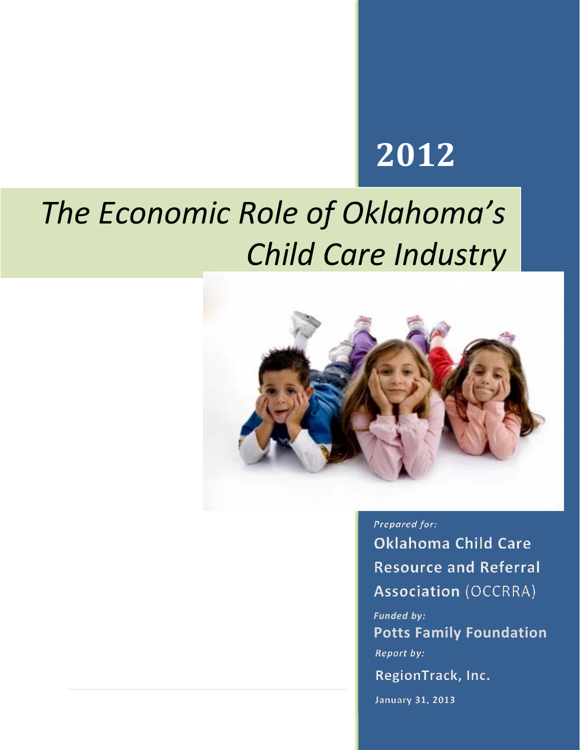# 2012

# *The Economic Role of Oklahoma's Child Care Industry*

*Prepared for:*

**Oklahoma Child Care Resource and Referral Association** (OCCRRA)

*Funded by:*

**Potts Family Foundation**

*Report by:*

RegionTrack, Inc.

January 31, 2013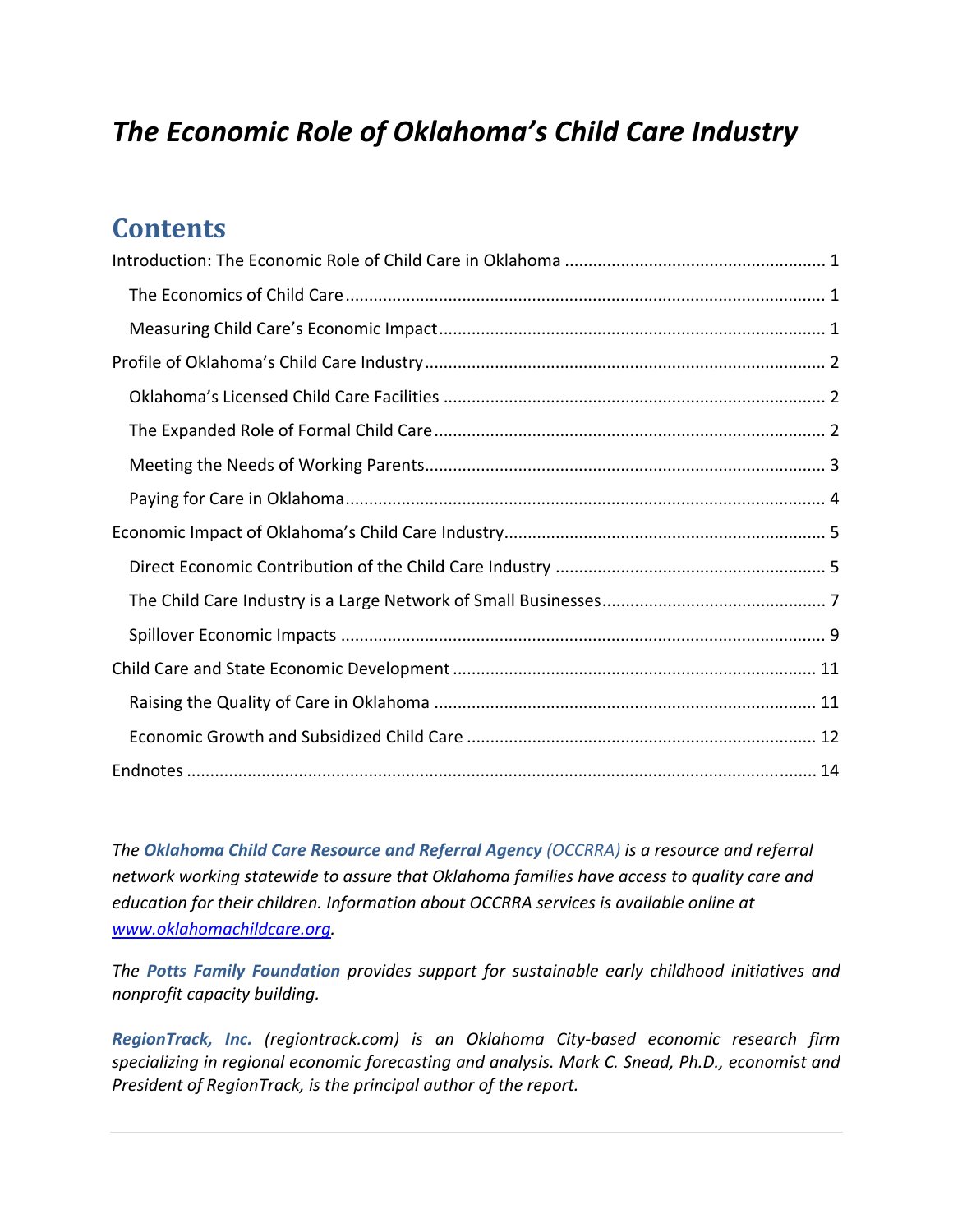# *The Economic Role of Oklahoma's Child Care Industry*

## Contents

Introduction: The Economic Role of Child Care in Oklahoma ........................................................ 1
- The Economics of Child Care ........................................................................................................ 1
- Measuring Child Care's Economic Impact ................................................................................... 1

Profile of Oklahoma's Child Care Industry ...................................................................................... 2
- Oklahoma's Licensed Child Care Facilities ................................................................................. 2
- The Expanded Role of Formal Child Care .................................................................................... 2
- Meeting the Needs of Working Parents ....................................................................................... 3
- Paying for Care in Oklahoma ....................................................................................................... 4

Economic Impact of Oklahoma's Child Care Industry ..................................................................... 5
- Direct Economic Contribution of the Child Care Industry .......................................................... 5
- The Child Care Industry is a Large Network of Small Businesses ................................................ 7
- Spillover Economic Impacts ......................................................................................................... 9

Child Care and State Economic Development ............................................................................... 11
- Raising the Quality of Care in Oklahoma .................................................................................. 11
- Economic Growth and Subsidized Child Care ........................................................................... 12

Endnotes ....................................................................................................................................... 14

*The **Oklahoma Child Care Resource and Referral Agency** (OCCRRA) is a resource and referral network working statewide to assure that Oklahoma families have access to quality care and education for their children. Information about OCCRRA services is available online at [www.oklahomachildcare.org](www.oklahomachildcare.org).*

*The **Potts Family Foundation** provides support for sustainable early childhood initiatives and nonprofit capacity building.*

***RegionTrack, Inc.** (regiontrack.com) is an Oklahoma City-based economic research firm specializing in regional economic forecasting and analysis. Mark C. Snead, Ph.D., economist and President of RegionTrack, is the principal author of the report.*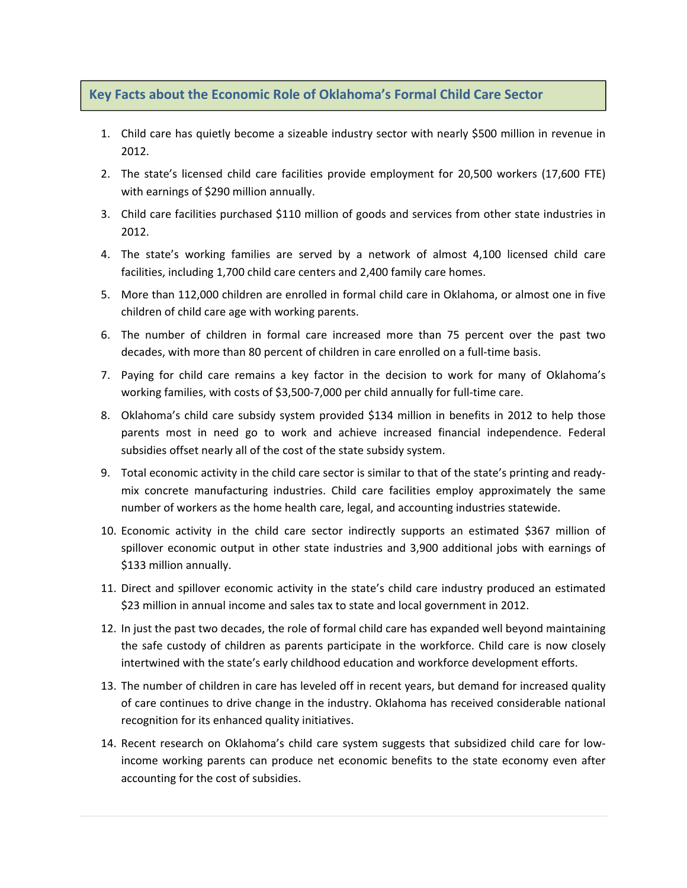## Key Facts about the Economic Role of Oklahoma's Formal Child Care Sector

1. Child care has quietly become a sizeable industry sector with nearly $500 million in revenue in 2012.
2. The state's licensed child care facilities provide employment for 20,500 workers (17,600 FTE) with earnings of $290 million annually.
3. Child care facilities purchased $110 million of goods and services from other state industries in 2012.
4. The state's working families are served by a network of almost 4,100 licensed child care facilities, including 1,700 child care centers and 2,400 family care homes.
5. More than 112,000 children are enrolled in formal child care in Oklahoma, or almost one in five children of child care age with working parents.
6. The number of children in formal care increased more than 75 percent over the past two decades, with more than 80 percent of children in care enrolled on a full-time basis.
7. Paying for child care remains a key factor in the decision to work for many of Oklahoma's working families, with costs of $3,500-7,000 per child annually for full-time care.
8. Oklahoma's child care subsidy system provided $134 million in benefits in 2012 to help those parents most in need go to work and achieve increased financial independence. Federal subsidies offset nearly all of the cost of the state subsidy system.
9. Total economic activity in the child care sector is similar to that of the state's printing and ready-mix concrete manufacturing industries. Child care facilities employ approximately the same number of workers as the home health care, legal, and accounting industries statewide.
10. Economic activity in the child care sector indirectly supports an estimated $367 million of spillover economic output in other state industries and 3,900 additional jobs with earnings of $133 million annually.
11. Direct and spillover economic activity in the state's child care industry produced an estimated $23 million in annual income and sales tax to state and local government in 2012.
12. In just the past two decades, the role of formal child care has expanded well beyond maintaining the safe custody of children as parents participate in the workforce. Child care is now closely intertwined with the state's early childhood education and workforce development efforts.
13. The number of children in care has leveled off in recent years, but demand for increased quality of care continues to drive change in the industry. Oklahoma has received considerable national recognition for its enhanced quality initiatives.
14. Recent research on Oklahoma's child care system suggests that subsidized child care for low-income working parents can produce net economic benefits to the state economy even after accounting for the cost of subsidies.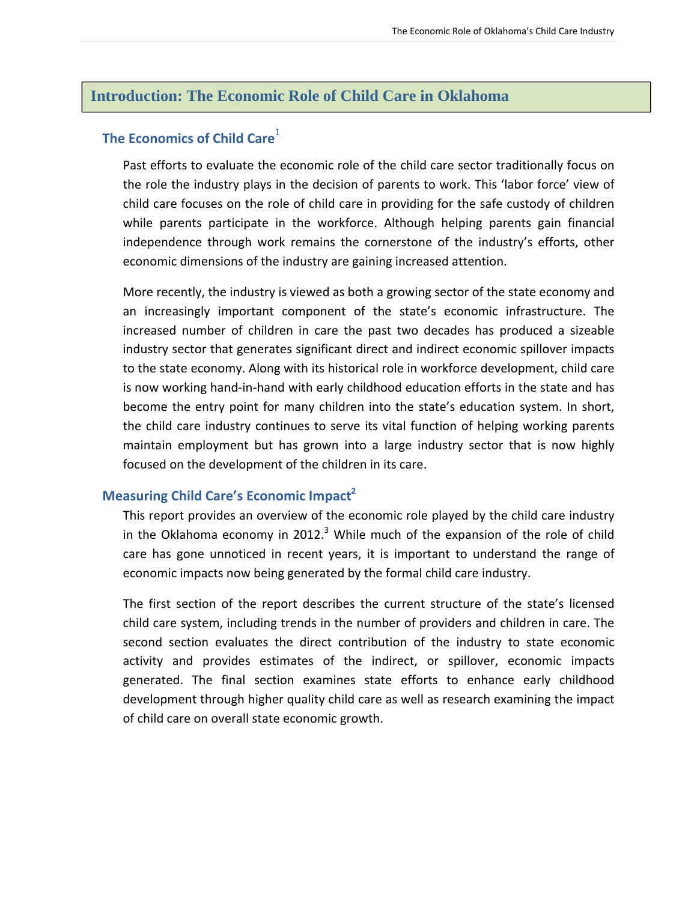# Introduction: The Economic Role of Child Care in Oklahoma

## The Economics of Child Care[1]

Past efforts to evaluate the economic role of the child care sector traditionally focus on the role the industry plays in the decision of parents to work. This 'labor force' view of child care focuses on the role of child care in providing for the safe custody of children while parents participate in the workforce. Although helping parents gain financial independence through work remains the cornerstone of the industry's efforts, other economic dimensions of the industry are gaining increased attention.

More recently, the industry is viewed as both a growing sector of the state economy and an increasingly important component of the state's economic infrastructure. The increased number of children in care the past two decades has produced a sizeable industry sector that generates significant direct and indirect economic spillover impacts to the state economy. Along with its historical role in workforce development, child care is now working hand-in-hand with early childhood education efforts in the state and has become the entry point for many children into the state's education system. In short, the child care industry continues to serve its vital function of helping working parents maintain employment but has grown into a large industry sector that is now highly focused on the development of the children in its care.

## Measuring Child Care's Economic Impact[2]

This report provides an overview of the economic role played by the child care industry in the Oklahoma economy in 2012.[3] While much of the expansion of the role of child care has gone unnoticed in recent years, it is important to understand the range of economic impacts now being generated by the formal child care industry.

The first section of the report describes the current structure of the state's licensed child care system, including trends in the number of providers and children in care. The second section evaluates the direct contribution of the industry to state economic activity and provides estimates of the indirect, or spillover, economic impacts generated. The final section examines state efforts to enhance early childhood development through higher quality child care as well as research examining the impact of child care on overall state economic growth.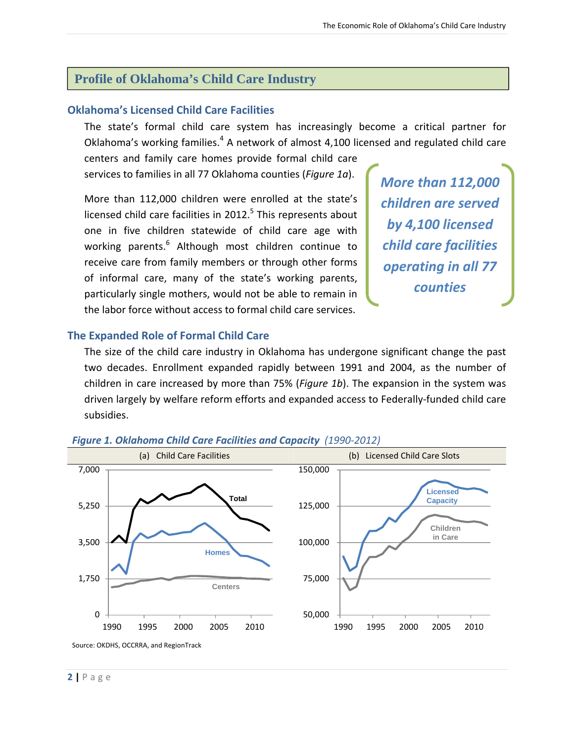## Profile of Oklahoma's Child Care Industry

### Oklahoma's Licensed Child Care Facilities

The state's formal child care system has increasingly become a critical partner for Oklahoma's working families.[4] A network of almost 4,100 licensed and regulated child care centers and family care homes provide formal child care services to families in all 77 Oklahoma counties (*Figure 1a*).

More than 112,000 children were enrolled at the state's licensed child care facilities in 2012.[5] This represents about one in five children statewide of child care age with working parents.[6] Although most children continue to receive care from family members or through other forms of informal care, many of the state's working parents, particularly single mothers, would not be able to remain in the labor force without access to formal child care services.

> ***More than 112,000 children are served by 4,100 licensed child care facilities operating in all 77 counties***

### The Expanded Role of Formal Child Care

The size of the child care industry in Oklahoma has undergone significant change the past two decades. Enrollment expanded rapidly between 1991 and 2004, as the number of children in care increased by more than 75% (*Figure 1b*). The expansion in the system was driven largely by welfare reform efforts and expanded access to Federally-funded child care subsidies.

***Figure 1. Oklahoma Child Care Facilities and Capacity** (1990-2012)*

(a) Child Care Facilities — (b) Licensed Child Care Slots

Source: OKDHS, OCCRRA, and RegionTrack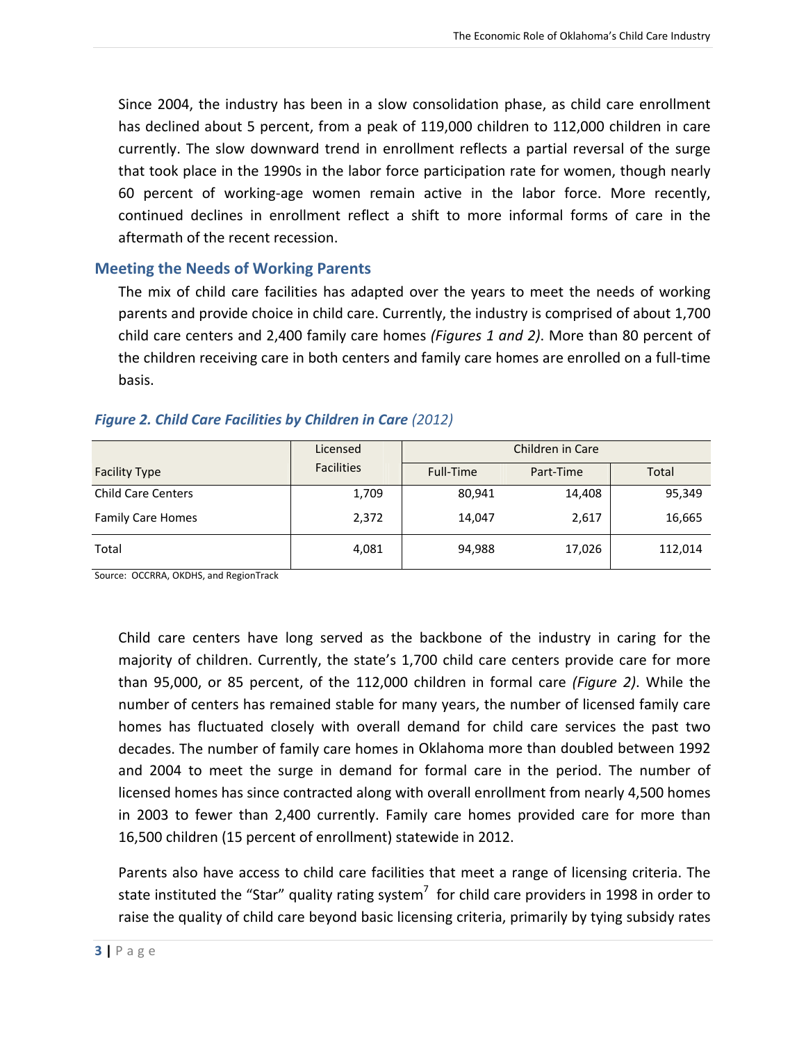Since 2004, the industry has been in a slow consolidation phase, as child care enrollment has declined about 5 percent, from a peak of 119,000 children to 112,000 children in care currently. The slow downward trend in enrollment reflects a partial reversal of the surge that took place in the 1990s in the labor force participation rate for women, though nearly 60 percent of working-age women remain active in the labor force. More recently, continued declines in enrollment reflect a shift to more informal forms of care in the aftermath of the recent recession.

## Meeting the Needs of Working Parents

The mix of child care facilities has adapted over the years to meet the needs of working parents and provide choice in child care. Currently, the industry is comprised of about 1,700 child care centers and 2,400 family care homes *(Figures 1 and 2)*. More than 80 percent of the children receiving care in both centers and family care homes are enrolled on a full-time basis.

***Figure 2. Child Care Facilities by Children in Care*** *(2012)*

| Facility Type | Licensed Facilities | Children in Care | | |
|---|---|---|---|---|
| | | Full-Time | Part-Time | Total |
| Child Care Centers | 1,709 | 80,941 | 14,408 | 95,349 |
| Family Care Homes | 2,372 | 14,047 | 2,617 | 16,665 |
| Total | 4,081 | 94,988 | 17,026 | 112,014 |

Source: OCCRRA, OKDHS, and RegionTrack

Child care centers have long served as the backbone of the industry in caring for the majority of children. Currently, the state's 1,700 child care centers provide care for more than 95,000, or 85 percent, of the 112,000 children in formal care *(Figure 2)*. While the number of centers has remained stable for many years, the number of licensed family care homes has fluctuated closely with overall demand for child care services the past two decades. The number of family care homes in Oklahoma more than doubled between 1992 and 2004 to meet the surge in demand for formal care in the period. The number of licensed homes has since contracted along with overall enrollment from nearly 4,500 homes in 2003 to fewer than 2,400 currently. Family care homes provided care for more than 16,500 children (15 percent of enrollment) statewide in 2012.

Parents also have access to child care facilities that meet a range of licensing criteria. The state instituted the "Star" quality rating system[7] for child care providers in 1998 in order to raise the quality of child care beyond basic licensing criteria, primarily by tying subsidy rates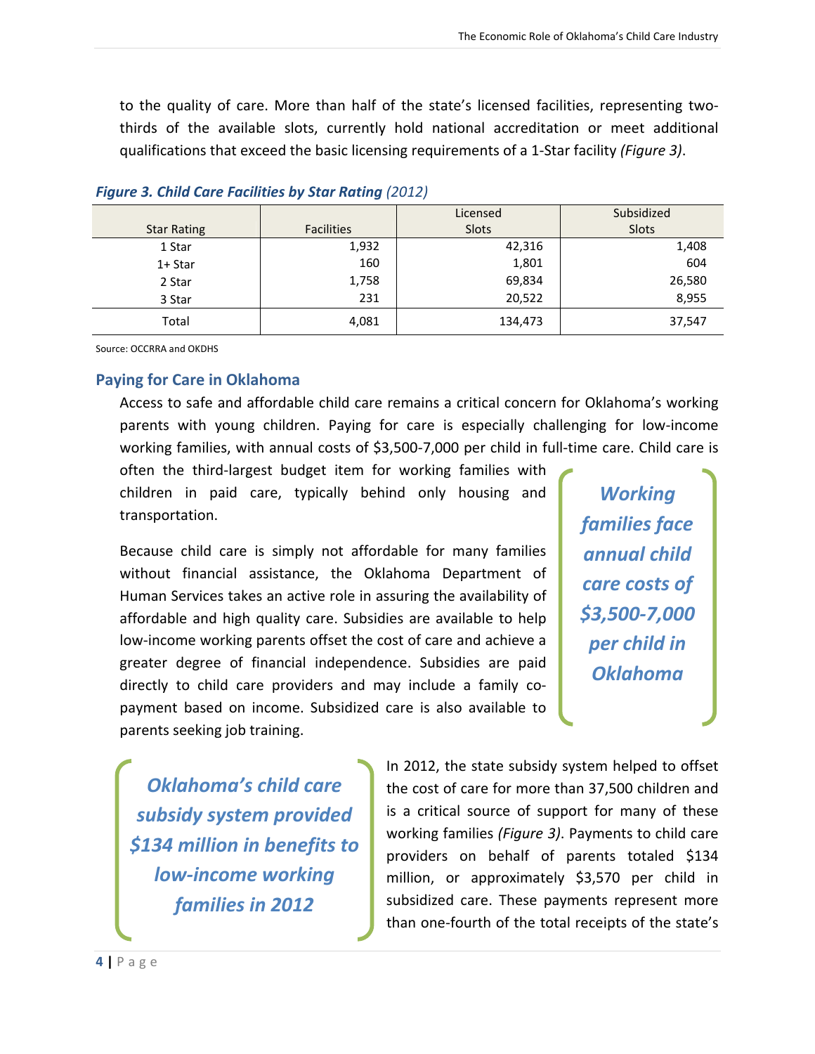to the quality of care. More than half of the state's licensed facilities, representing two-thirds of the available slots, currently hold national accreditation or meet additional qualifications that exceed the basic licensing requirements of a 1-Star facility *(Figure 3)*.

***Figure 3. Child Care Facilities by Star Rating*** *(2012)*

| Star Rating | Facilities | Licensed Slots | Subsidized Slots |
|---|---|---|---|
| 1 Star | 1,932 | 42,316 | 1,408 |
| 1+ Star | 160 | 1,801 | 604 |
| 2 Star | 1,758 | 69,834 | 26,580 |
| 3 Star | 231 | 20,522 | 8,955 |
| Total | 4,081 | 134,473 | 37,547 |

Source: OCCRRA and OKDHS

## Paying for Care in Oklahoma

Access to safe and affordable child care remains a critical concern for Oklahoma's working parents with young children. Paying for care is especially challenging for low-income working families, with annual costs of $3,500-7,000 per child in full-time care. Child care is often the third-largest budget item for working families with children in paid care, typically behind only housing and transportation.

> ***Working families face annual child care costs of $3,500-7,000 per child in Oklahoma***

Because child care is simply not affordable for many families without financial assistance, the Oklahoma Department of Human Services takes an active role in assuring the availability of affordable and high quality care. Subsidies are available to help low-income working parents offset the cost of care and achieve a greater degree of financial independence. Subsidies are paid directly to child care providers and may include a family co-payment based on income. Subsidized care is also available to parents seeking job training.

> ***Oklahoma's child care subsidy system provided $134 million in benefits to low-income working families in 2012***

In 2012, the state subsidy system helped to offset the cost of care for more than 37,500 children and is a critical source of support for many of these working families *(Figure 3)*. Payments to child care providers on behalf of parents totaled $134 million, or approximately $3,570 per child in subsidized care. These payments represent more than one-fourth of the total receipts of the state's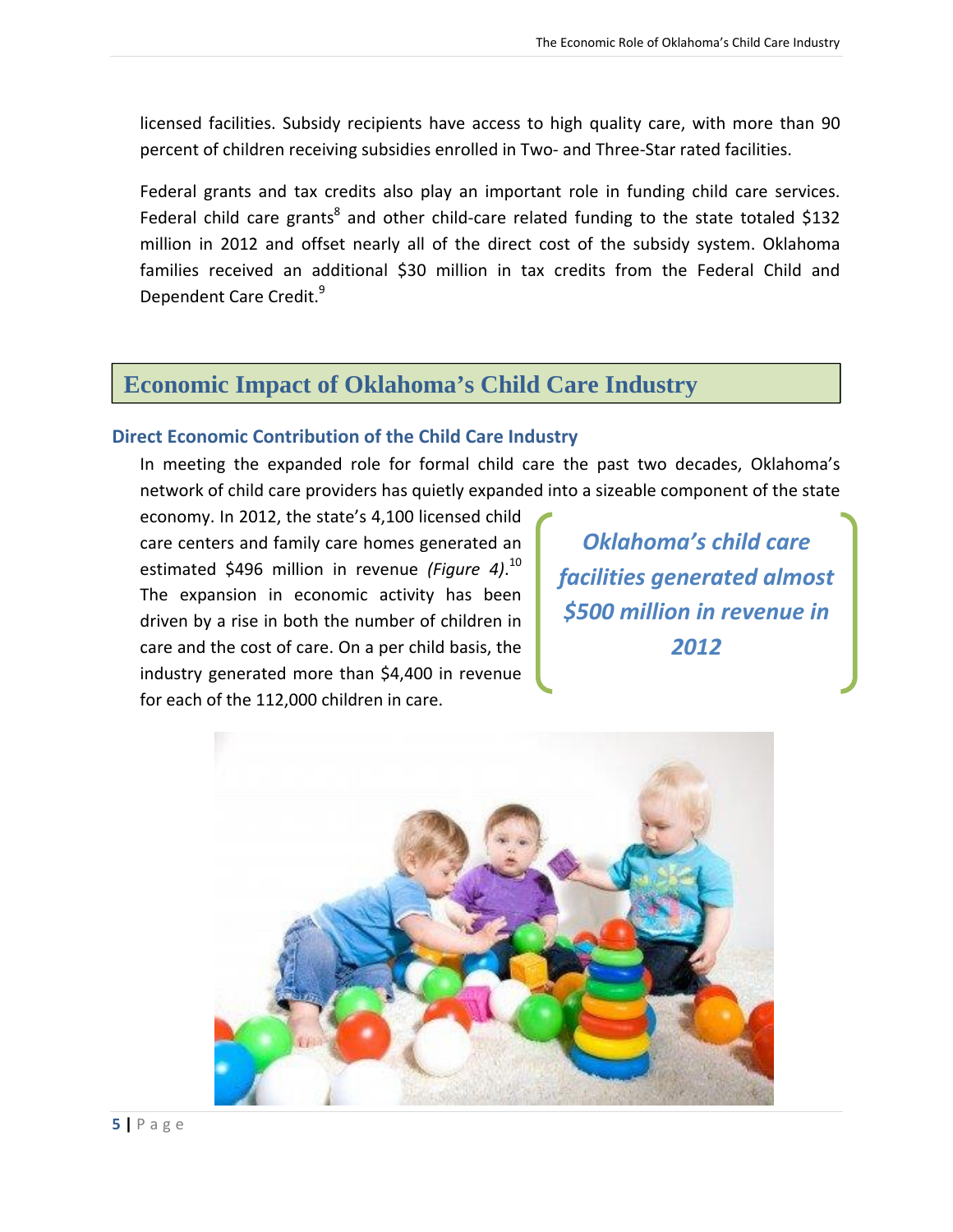licensed facilities. Subsidy recipients have access to high quality care, with more than 90 percent of children receiving subsidies enrolled in Two- and Three-Star rated facilities.

Federal grants and tax credits also play an important role in funding child care services. Federal child care grants[8] and other child-care related funding to the state totaled $132 million in 2012 and offset nearly all of the direct cost of the subsidy system. Oklahoma families received an additional $30 million in tax credits from the Federal Child and Dependent Care Credit.[9]

# Economic Impact of Oklahoma's Child Care Industry

## Direct Economic Contribution of the Child Care Industry

In meeting the expanded role for formal child care the past two decades, Oklahoma's network of child care providers has quietly expanded into a sizeable component of the state economy. In 2012, the state's 4,100 licensed child care centers and family care homes generated an estimated $496 million in revenue *(Figure 4)*.[10] The expansion in economic activity has been driven by a rise in both the number of children in care and the cost of care. On a per child basis, the industry generated more than $4,400 in revenue for each of the 112,000 children in care.

***Oklahoma's child care facilities generated almost $500 million in revenue in 2012***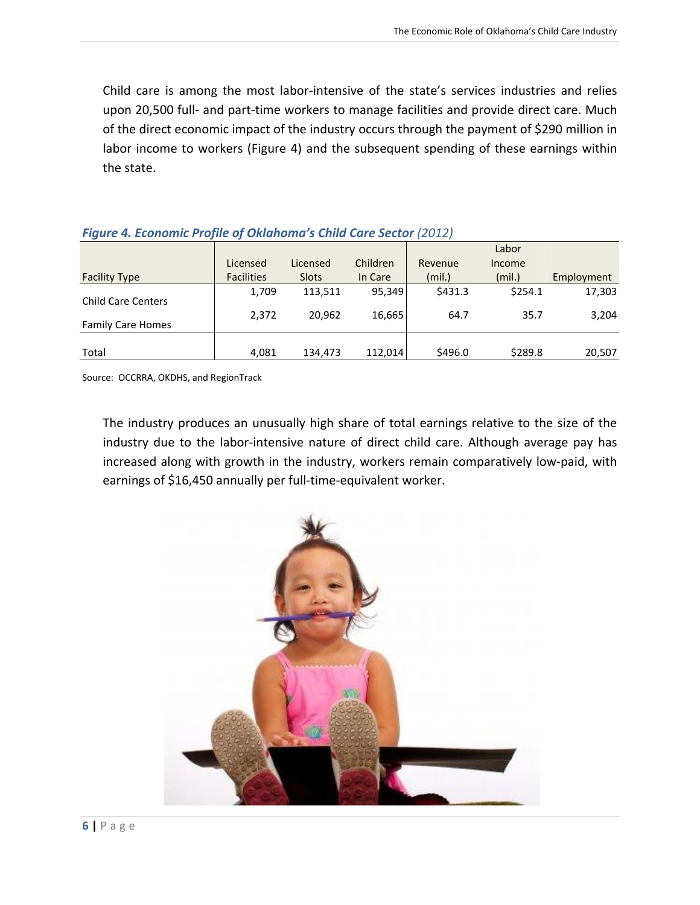Child care is among the most labor-intensive of the state's services industries and relies upon 20,500 full- and part-time workers to manage facilities and provide direct care. Much of the direct economic impact of the industry occurs through the payment of $290 million in labor income to workers (Figure 4) and the subsequent spending of these earnings within the state.

***Figure 4. Economic Profile of Oklahoma's Child Care Sector*** *(2012)*

| Facility Type | Licensed Facilities | Licensed Slots | Children In Care | Revenue (mil.) | Labor Income (mil.) | Employment |
|---|---|---|---|---|---|---|
| Child Care Centers | 1,709 | 113,511 | 95,349 | $431.3 | $254.1 | 17,303 |
| Family Care Homes | 2,372 | 20,962 | 16,665 | 64.7 | 35.7 | 3,204 |
| Total | 4,081 | 134,473 | 112,014 | $496.0 | $289.8 | 20,507 |

Source: OCCRRA, OKDHS, and RegionTrack

The industry produces an unusually high share of total earnings relative to the size of the industry due to the labor-intensive nature of direct child care. Although average pay has increased along with growth in the industry, workers remain comparatively low-paid, with earnings of $16,450 annually per full-time-equivalent worker.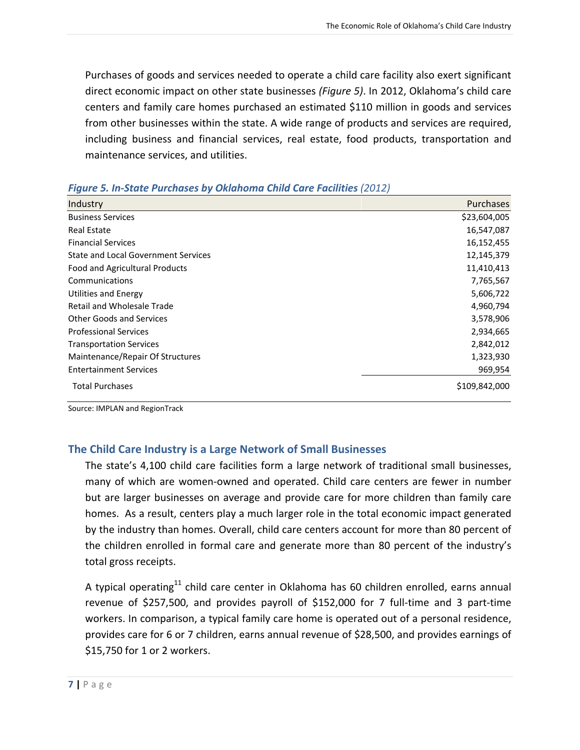Purchases of goods and services needed to operate a child care facility also exert significant direct economic impact on other state businesses *(Figure 5)*. In 2012, Oklahoma's child care centers and family care homes purchased an estimated $110 million in goods and services from other businesses within the state. A wide range of products and services are required, including business and financial services, real estate, food products, transportation and maintenance services, and utilities.

***Figure 5. In-State Purchases by Oklahoma Child Care Facilities*** *(2012)*

| Industry | Purchases |
| --- | ---: |
| Business Services | $23,604,005 |
| Real Estate | 16,547,087 |
| Financial Services | 16,152,455 |
| State and Local Government Services | 12,145,379 |
| Food and Agricultural Products | 11,410,413 |
| Communications | 7,765,567 |
| Utilities and Energy | 5,606,722 |
| Retail and Wholesale Trade | 4,960,794 |
| Other Goods and Services | 3,578,906 |
| Professional Services | 2,934,665 |
| Transportation Services | 2,842,012 |
| Maintenance/Repair Of Structures | 1,323,930 |
| Entertainment Services | 969,954 |
| Total Purchases | $109,842,000 |

Source: IMPLAN and RegionTrack

## The Child Care Industry is a Large Network of Small Businesses

The state's 4,100 child care facilities form a large network of traditional small businesses, many of which are women-owned and operated. Child care centers are fewer in number but are larger businesses on average and provide care for more children than family care homes. As a result, centers play a much larger role in the total economic impact generated by the industry than homes. Overall, child care centers account for more than 80 percent of the children enrolled in formal care and generate more than 80 percent of the industry's total gross receipts.

A typical operating[11] child care center in Oklahoma has 60 children enrolled, earns annual revenue of $257,500, and provides payroll of $152,000 for 7 full-time and 3 part-time workers. In comparison, a typical family care home is operated out of a personal residence, provides care for 6 or 7 children, earns annual revenue of $28,500, and provides earnings of $15,750 for 1 or 2 workers.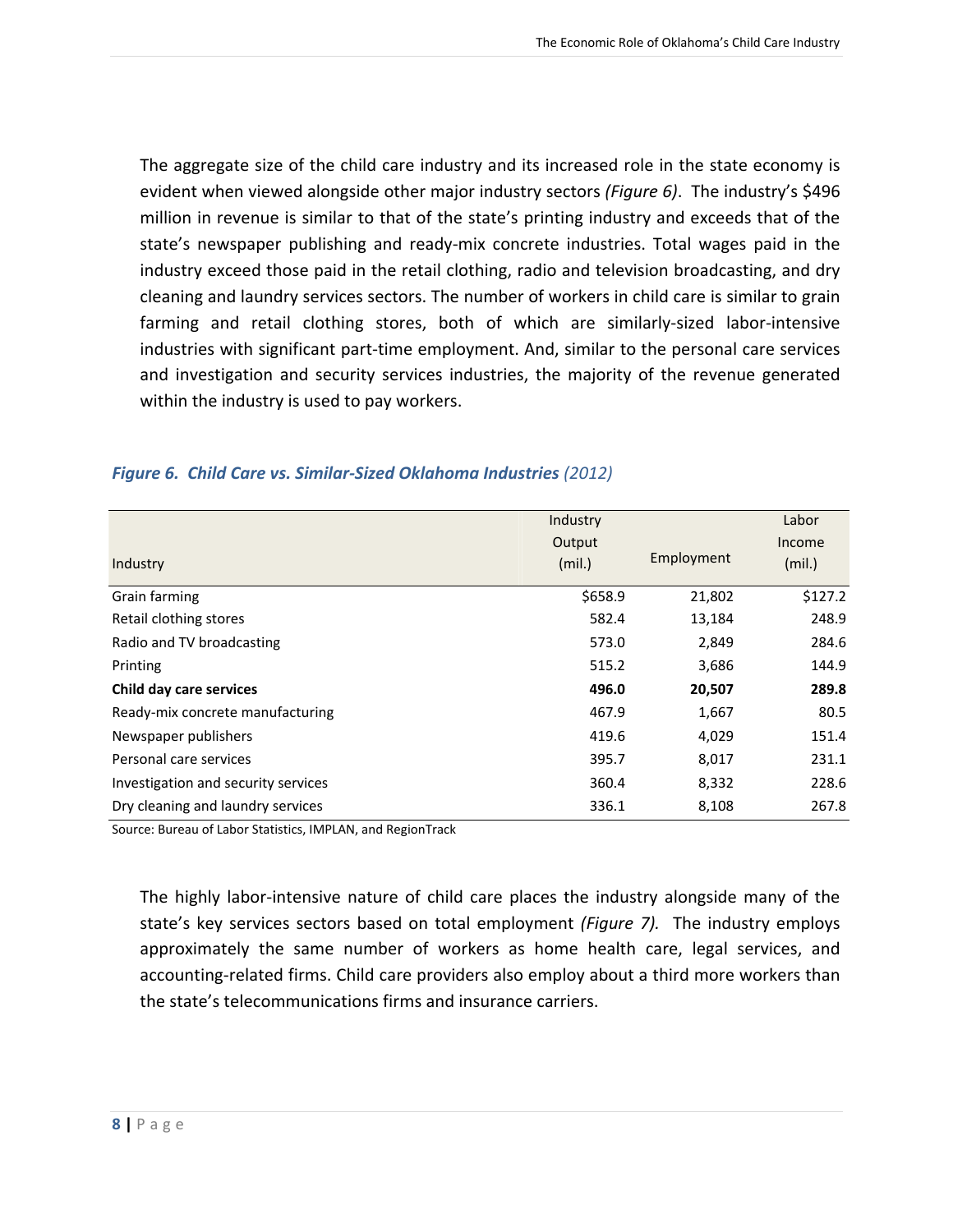The aggregate size of the child care industry and its increased role in the state economy is evident when viewed alongside other major industry sectors *(Figure 6)*. The industry's $496 million in revenue is similar to that of the state's printing industry and exceeds that of the state's newspaper publishing and ready-mix concrete industries. Total wages paid in the industry exceed those paid in the retail clothing, radio and television broadcasting, and dry cleaning and laundry services sectors. The number of workers in child care is similar to grain farming and retail clothing stores, both of which are similarly-sized labor-intensive industries with significant part-time employment. And, similar to the personal care services and investigation and security services industries, the majority of the revenue generated within the industry is used to pay workers.

***Figure 6. Child Care vs. Similar-Sized Oklahoma Industries*** *(2012)*

| Industry | Industry Output (mil.) | Employment | Labor Income (mil.) |
|---|---|---|---|
| Grain farming | $658.9 | 21,802 | $127.2 |
| Retail clothing stores | 582.4 | 13,184 | 248.9 |
| Radio and TV broadcasting | 573.0 | 2,849 | 284.6 |
| Printing | 515.2 | 3,686 | 144.9 |
| **Child day care services** | **496.0** | **20,507** | **289.8** |
| Ready-mix concrete manufacturing | 467.9 | 1,667 | 80.5 |
| Newspaper publishers | 419.6 | 4,029 | 151.4 |
| Personal care services | 395.7 | 8,017 | 231.1 |
| Investigation and security services | 360.4 | 8,332 | 228.6 |
| Dry cleaning and laundry services | 336.1 | 8,108 | 267.8 |

Source: Bureau of Labor Statistics, IMPLAN, and RegionTrack

The highly labor-intensive nature of child care places the industry alongside many of the state's key services sectors based on total employment *(Figure 7).* The industry employs approximately the same number of workers as home health care, legal services, and accounting-related firms. Child care providers also employ about a third more workers than the state's telecommunications firms and insurance carriers.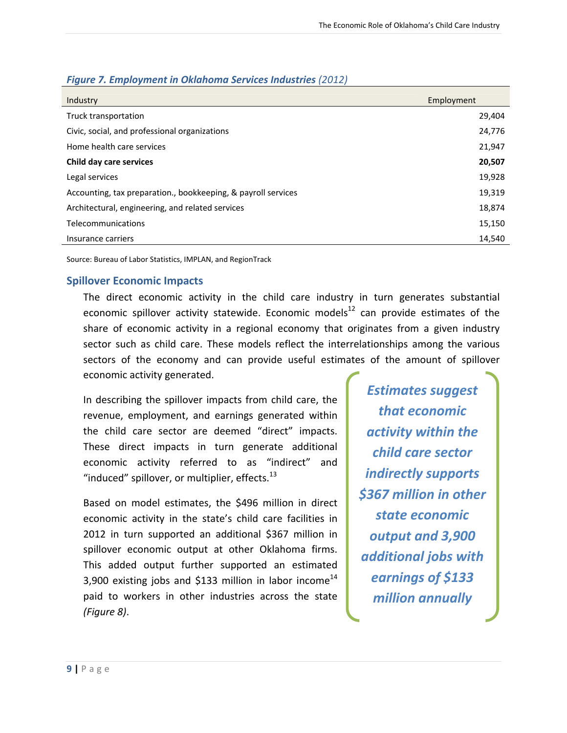***Figure 7. Employment in Oklahoma Services Industries** (2012)*

| Industry | Employment |
|---|---|
| Truck transportation | 29,404 |
| Civic, social, and professional organizations | 24,776 |
| Home health care services | 21,947 |
| **Child day care services** | **20,507** |
| Legal services | 19,928 |
| Accounting, tax preparation., bookkeeping, & payroll services | 19,319 |
| Architectural, engineering, and related services | 18,874 |
| Telecommunications | 15,150 |
| Insurance carriers | 14,540 |

Source: Bureau of Labor Statistics, IMPLAN, and RegionTrack

## Spillover Economic Impacts

The direct economic activity in the child care industry in turn generates substantial economic spillover activity statewide. Economic models[12] can provide estimates of the share of economic activity in a regional economy that originates from a given industry sector such as child care. These models reflect the interrelationships among the various sectors of the economy and can provide useful estimates of the amount of spillover economic activity generated.

In describing the spillover impacts from child care, the revenue, employment, and earnings generated within the child care sector are deemed "direct" impacts. These direct impacts in turn generate additional economic activity referred to as "indirect" and "induced" spillover, or multiplier, effects.[13]

Based on model estimates, the $496 million in direct economic activity in the state's child care facilities in 2012 in turn supported an additional $367 million in spillover economic output at other Oklahoma firms. This added output further supported an estimated 3,900 existing jobs and $133 million in labor income[14] paid to workers in other industries across the state *(Figure 8)*.

***Estimates suggest that economic activity within the child care sector indirectly supports $367 million in other state economic output and 3,900 additional jobs with earnings of $133 million annually***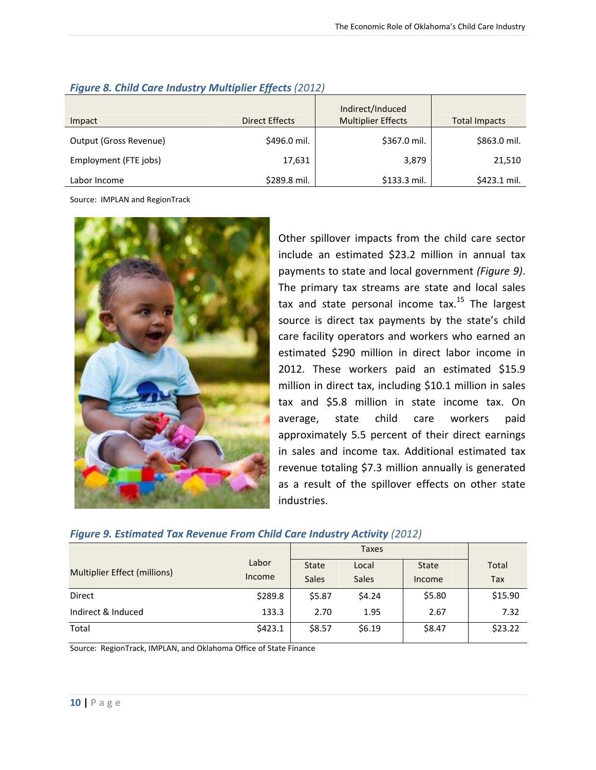***Figure 8. Child Care Industry Multiplier Effects*** *(2012)*

| Impact | Direct Effects | Indirect/Induced Multiplier Effects | Total Impacts |
|---|---|---|---|
| Output (Gross Revenue) | $496.0 mil. | $367.0 mil. | $863.0 mil. |
| Employment (FTE jobs) | 17,631 | 3,879 | 21,510 |
| Labor Income | $289.8 mil. | $133.3 mil. | $423.1 mil. |

Source: IMPLAN and RegionTrack

Other spillover impacts from the child care sector include an estimated $23.2 million in annual tax payments to state and local government *(Figure 9)*. The primary tax streams are state and local sales tax and state personal income tax.[15] The largest source is direct tax payments by the state's child care facility operators and workers who earned an estimated $290 million in direct labor income in 2012. These workers paid an estimated $15.9 million in direct tax, including $10.1 million in sales tax and $5.8 million in state income tax. On average, state child care workers paid approximately 5.5 percent of their direct earnings in sales and income tax. Additional estimated tax revenue totaling $7.3 million annually is generated as a result of the spillover effects on other state industries.

***Figure 9. Estimated Tax Revenue From Child Care Industry Activity*** *(2012)*

| Multiplier Effect (millions) | Labor Income | Taxes | | | Total Tax |
|---|---|---|---|---|---|
| | | State Sales | Local Sales | State Income | |
| Direct | $289.8 | $5.87 | $4.24 | $5.80 | $15.90 |
| Indirect & Induced | 133.3 | 2.70 | 1.95 | 2.67 | 7.32 |
| Total | $423.1 | $8.57 | $6.19 | $8.47 | $23.22 |

Source: RegionTrack, IMPLAN, and Oklahoma Office of State Finance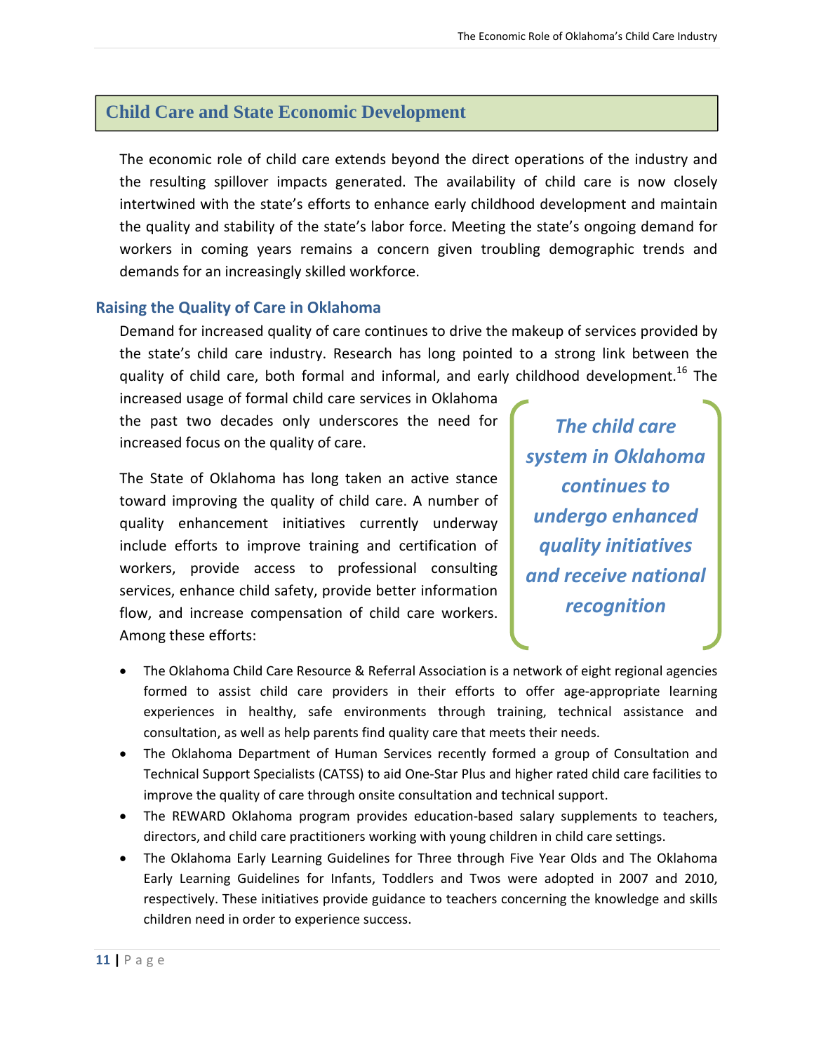## Child Care and State Economic Development

The economic role of child care extends beyond the direct operations of the industry and the resulting spillover impacts generated. The availability of child care is now closely intertwined with the state's efforts to enhance early childhood development and maintain the quality and stability of the state's labor force. Meeting the state's ongoing demand for workers in coming years remains a concern given troubling demographic trends and demands for an increasingly skilled workforce.

### Raising the Quality of Care in Oklahoma

Demand for increased quality of care continues to drive the makeup of services provided by the state's child care industry. Research has long pointed to a strong link between the quality of child care, both formal and informal, and early childhood development.[16] The increased usage of formal child care services in Oklahoma the past two decades only underscores the need for increased focus on the quality of care.

> ***The child care system in Oklahoma continues to undergo enhanced quality initiatives and receive national recognition***

The State of Oklahoma has long taken an active stance toward improving the quality of child care. A number of quality enhancement initiatives currently underway include efforts to improve training and certification of workers, provide access to professional consulting services, enhance child safety, provide better information flow, and increase compensation of child care workers. Among these efforts:

- The Oklahoma Child Care Resource & Referral Association is a network of eight regional agencies formed to assist child care providers in their efforts to offer age-appropriate learning experiences in healthy, safe environments through training, technical assistance and consultation, as well as help parents find quality care that meets their needs.
- The Oklahoma Department of Human Services recently formed a group of Consultation and Technical Support Specialists (CATSS) to aid One-Star Plus and higher rated child care facilities to improve the quality of care through onsite consultation and technical support.
- The REWARD Oklahoma program provides education-based salary supplements to teachers, directors, and child care practitioners working with young children in child care settings.
- The Oklahoma Early Learning Guidelines for Three through Five Year Olds and The Oklahoma Early Learning Guidelines for Infants, Toddlers and Twos were adopted in 2007 and 2010, respectively. These initiatives provide guidance to teachers concerning the knowledge and skills children need in order to experience success.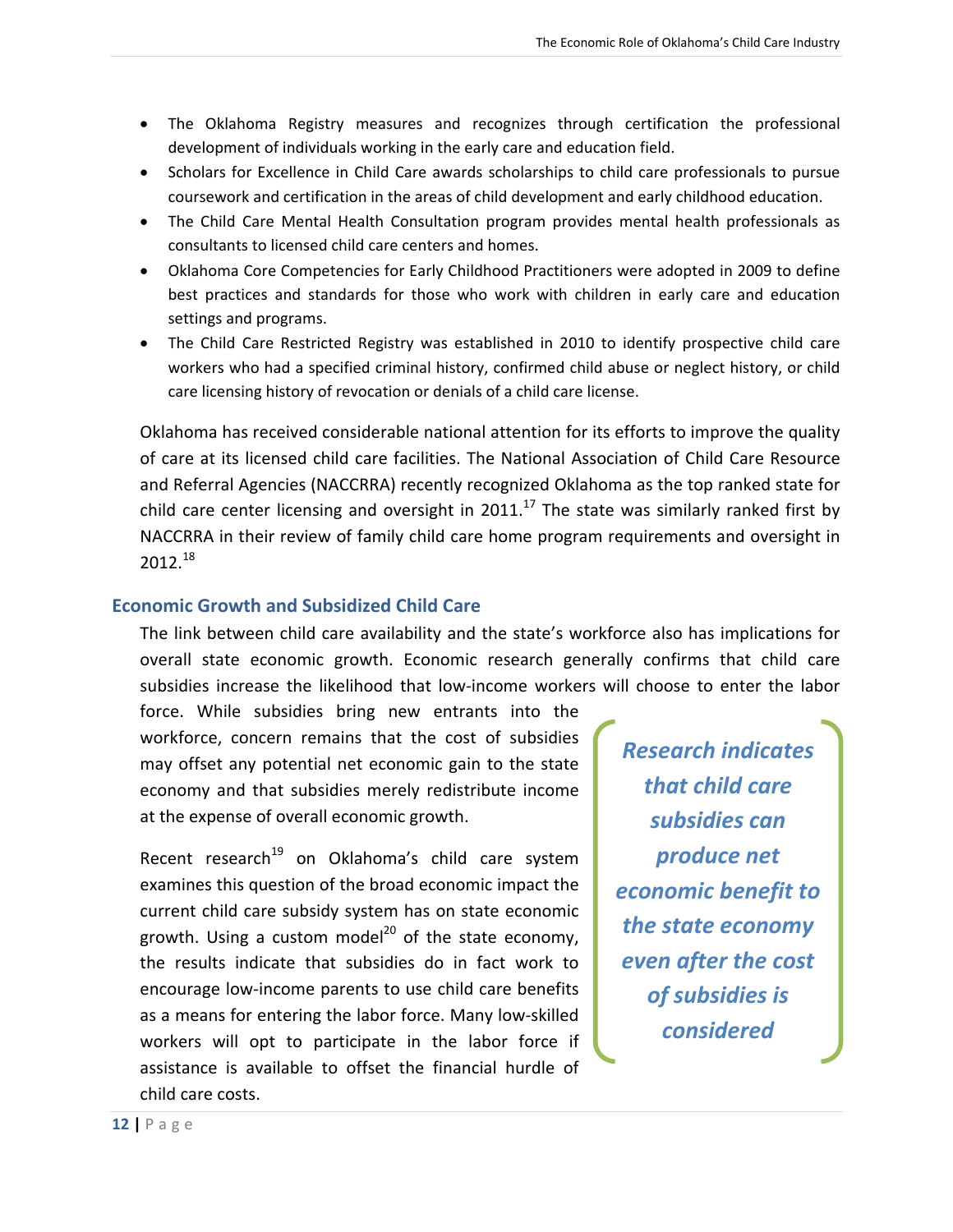- The Oklahoma Registry measures and recognizes through certification the professional development of individuals working in the early care and education field.
- Scholars for Excellence in Child Care awards scholarships to child care professionals to pursue coursework and certification in the areas of child development and early childhood education.
- The Child Care Mental Health Consultation program provides mental health professionals as consultants to licensed child care centers and homes.
- Oklahoma Core Competencies for Early Childhood Practitioners were adopted in 2009 to define best practices and standards for those who work with children in early care and education settings and programs.
- The Child Care Restricted Registry was established in 2010 to identify prospective child care workers who had a specified criminal history, confirmed child abuse or neglect history, or child care licensing history of revocation or denials of a child care license.

Oklahoma has received considerable national attention for its efforts to improve the quality of care at its licensed child care facilities. The National Association of Child Care Resource and Referral Agencies (NACCRRA) recently recognized Oklahoma as the top ranked state for child care center licensing and oversight in 2011.[17] The state was similarly ranked first by NACCRRA in their review of family child care home program requirements and oversight in 2012.[18]

## Economic Growth and Subsidized Child Care

The link between child care availability and the state's workforce also has implications for overall state economic growth. Economic research generally confirms that child care subsidies increase the likelihood that low-income workers will choose to enter the labor force. While subsidies bring new entrants into the workforce, concern remains that the cost of subsidies may offset any potential net economic gain to the state economy and that subsidies merely redistribute income at the expense of overall economic growth.

***Research indicates that child care subsidies can produce net economic benefit to the state economy even after the cost of subsidies is considered***

Recent research[19] on Oklahoma's child care system examines this question of the broad economic impact the current child care subsidy system has on state economic growth. Using a custom model[20] of the state economy, the results indicate that subsidies do in fact work to encourage low-income parents to use child care benefits as a means for entering the labor force. Many low-skilled workers will opt to participate in the labor force if assistance is available to offset the financial hurdle of child care costs.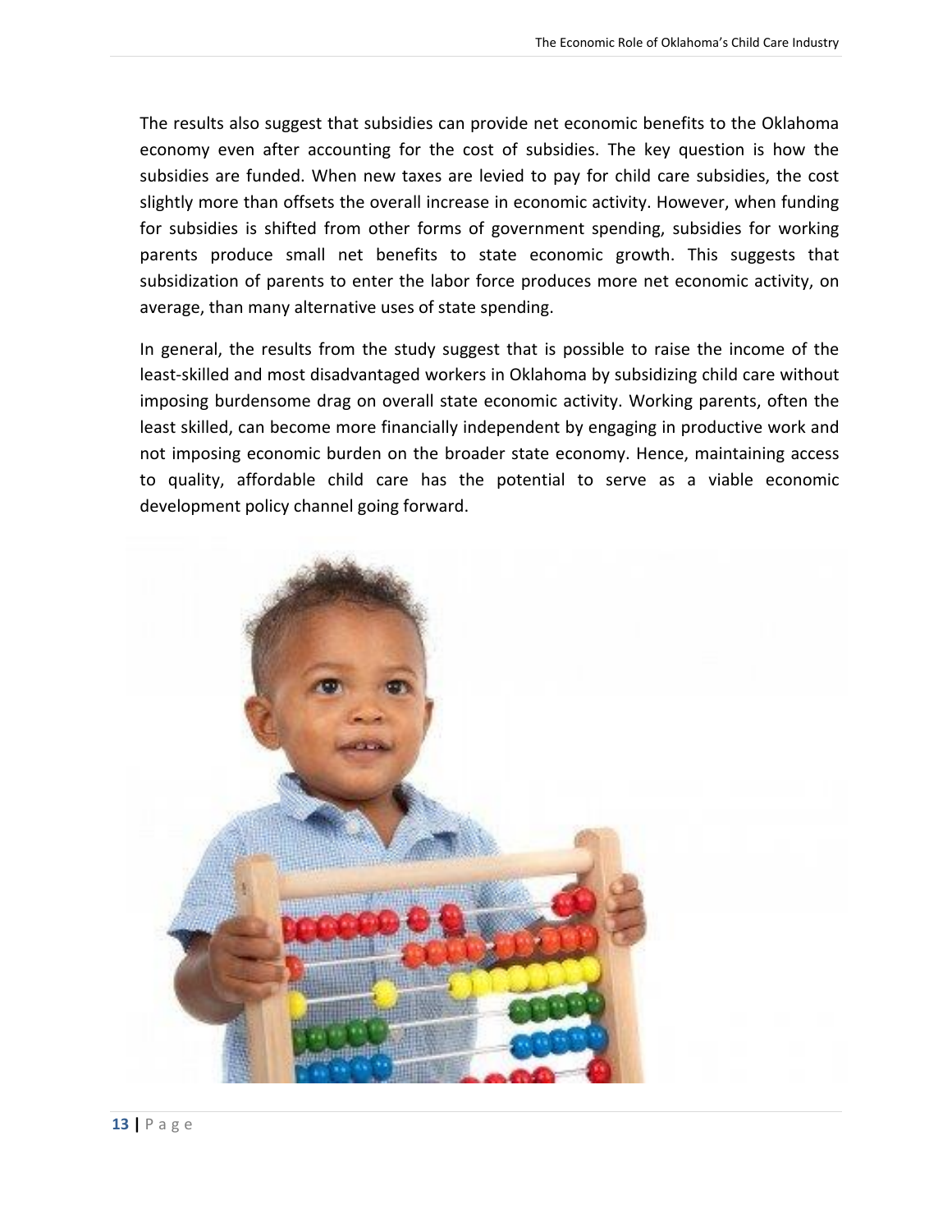The results also suggest that subsidies can provide net economic benefits to the Oklahoma economy even after accounting for the cost of subsidies. The key question is how the subsidies are funded. When new taxes are levied to pay for child care subsidies, the cost slightly more than offsets the overall increase in economic activity. However, when funding for subsidies is shifted from other forms of government spending, subsidies for working parents produce small net benefits to state economic growth. This suggests that subsidization of parents to enter the labor force produces more net economic activity, on average, than many alternative uses of state spending.

In general, the results from the study suggest that is possible to raise the income of the least-skilled and most disadvantaged workers in Oklahoma by subsidizing child care without imposing burdensome drag on overall state economic activity. Working parents, often the least skilled, can become more financially independent by engaging in productive work and not imposing economic burden on the broader state economy. Hence, maintaining access to quality, affordable child care has the potential to serve as a viable economic development policy channel going forward.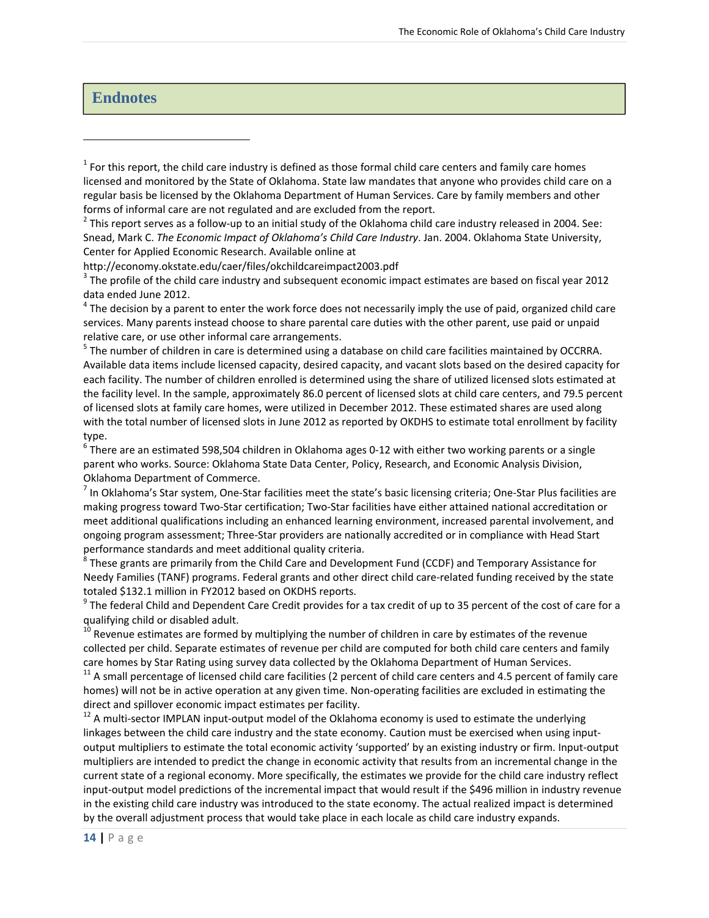## Endnotes

[1] For this report, the child care industry is defined as those formal child care centers and family care homes licensed and monitored by the State of Oklahoma. State law mandates that anyone who provides child care on a regular basis be licensed by the Oklahoma Department of Human Services. Care by family members and other forms of informal care are not regulated and are excluded from the report.

[2] This report serves as a follow-up to an initial study of the Oklahoma child care industry released in 2004. See: Snead, Mark C. *The Economic Impact of Oklahoma's Child Care Industry*. Jan. 2004. Oklahoma State University, Center for Applied Economic Research. Available online at http://economy.okstate.edu/caer/files/okchildcareimpact2003.pdf

[3] The profile of the child care industry and subsequent economic impact estimates are based on fiscal year 2012 data ended June 2012.

[4] The decision by a parent to enter the work force does not necessarily imply the use of paid, organized child care services. Many parents instead choose to share parental care duties with the other parent, use paid or unpaid relative care, or use other informal care arrangements.

[5] The number of children in care is determined using a database on child care facilities maintained by OCCRRA. Available data items include licensed capacity, desired capacity, and vacant slots based on the desired capacity for each facility. The number of children enrolled is determined using the share of utilized licensed slots estimated at the facility level. In the sample, approximately 86.0 percent of licensed slots at child care centers, and 79.5 percent of licensed slots at family care homes, were utilized in December 2012. These estimated shares are used along with the total number of licensed slots in June 2012 as reported by OKDHS to estimate total enrollment by facility type.

[6] There are an estimated 598,504 children in Oklahoma ages 0-12 with either two working parents or a single parent who works. Source: Oklahoma State Data Center, Policy, Research, and Economic Analysis Division, Oklahoma Department of Commerce.

[7] In Oklahoma's Star system, One-Star facilities meet the state's basic licensing criteria; One-Star Plus facilities are making progress toward Two-Star certification; Two-Star facilities have either attained national accreditation or meet additional qualifications including an enhanced learning environment, increased parental involvement, and ongoing program assessment; Three-Star providers are nationally accredited or in compliance with Head Start performance standards and meet additional quality criteria.

[8] These grants are primarily from the Child Care and Development Fund (CCDF) and Temporary Assistance for Needy Families (TANF) programs. Federal grants and other direct child care-related funding received by the state totaled $132.1 million in FY2012 based on OKDHS reports.

[9] The federal Child and Dependent Care Credit provides for a tax credit of up to 35 percent of the cost of care for a qualifying child or disabled adult.

[10] Revenue estimates are formed by multiplying the number of children in care by estimates of the revenue collected per child. Separate estimates of revenue per child are computed for both child care centers and family care homes by Star Rating using survey data collected by the Oklahoma Department of Human Services.

[11] A small percentage of licensed child care facilities (2 percent of child care centers and 4.5 percent of family care homes) will not be in active operation at any given time. Non-operating facilities are excluded in estimating the direct and spillover economic impact estimates per facility.

[12] A multi-sector IMPLAN input-output model of the Oklahoma economy is used to estimate the underlying linkages between the child care industry and the state economy. Caution must be exercised when using input-output multipliers to estimate the total economic activity 'supported' by an existing industry or firm. Input-output multipliers are intended to predict the change in economic activity that results from an incremental change in the current state of a regional economy. More specifically, the estimates we provide for the child care industry reflect input-output model predictions of the incremental impact that would result if the $496 million in industry revenue in the existing child care industry was introduced to the state economy. The actual realized impact is determined by the overall adjustment process that would take place in each locale as child care industry expands.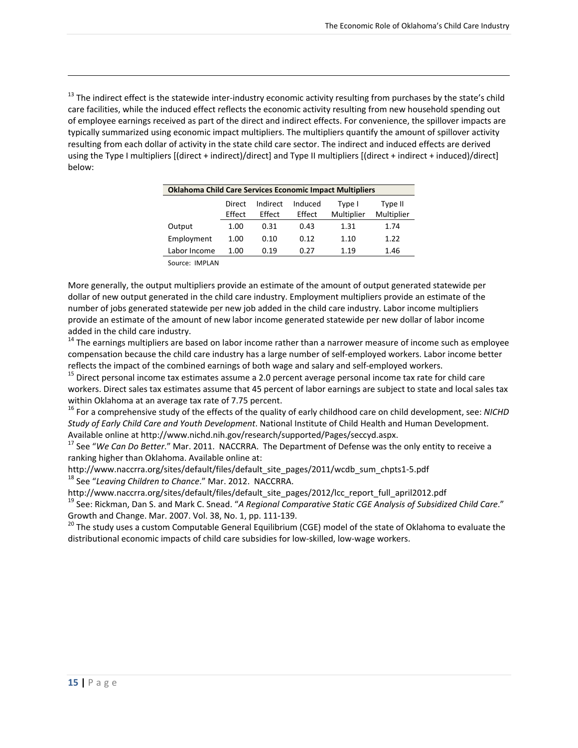[13] The indirect effect is the statewide inter-industry economic activity resulting from purchases by the state's child care facilities, while the induced effect reflects the economic activity resulting from new household spending out of employee earnings received as part of the direct and indirect effects. For convenience, the spillover impacts are typically summarized using economic impact multipliers. The multipliers quantify the amount of spillover activity resulting from each dollar of activity in the state child care sector. The indirect and induced effects are derived using the Type I multipliers [(direct + indirect)/direct] and Type II multipliers [(direct + indirect + induced)/direct] below:

**Oklahoma Child Care Services Economic Impact Multipliers**

| | Direct Effect | Indirect Effect | Induced Effect | Type I Multiplier | Type II Multiplier |
|---|---|---|---|---|---|
| Output | 1.00 | 0.31 | 0.43 | 1.31 | 1.74 |
| Employment | 1.00 | 0.10 | 0.12 | 1.10 | 1.22 |
| Labor Income | 1.00 | 0.19 | 0.27 | 1.19 | 1.46 |

Source: IMPLAN

More generally, the output multipliers provide an estimate of the amount of output generated statewide per dollar of new output generated in the child care industry. Employment multipliers provide an estimate of the number of jobs generated statewide per new job added in the child care industry. Labor income multipliers provide an estimate of the amount of new labor income generated statewide per new dollar of labor income added in the child care industry.

[14] The earnings multipliers are based on labor income rather than a narrower measure of income such as employee compensation because the child care industry has a large number of self-employed workers. Labor income better reflects the impact of the combined earnings of both wage and salary and self-employed workers.

[15] Direct personal income tax estimates assume a 2.0 percent average personal income tax rate for child care workers. Direct sales tax estimates assume that 45 percent of labor earnings are subject to state and local sales tax within Oklahoma at an average tax rate of 7.75 percent.

[16] For a comprehensive study of the effects of the quality of early childhood care on child development, see: *NICHD Study of Early Child Care and Youth Development*. National Institute of Child Health and Human Development. Available online at http://www.nichd.nih.gov/research/supported/Pages/seccyd.aspx.

[17] See "*We Can Do Better*." Mar. 2011. NACCRRA. The Department of Defense was the only entity to receive a ranking higher than Oklahoma. Available online at: http://www.naccrra.org/sites/default/files/default_site_pages/2011/wcdb_sum_chpts1-5.pdf

[18] See "*Leaving Children to Chance*." Mar. 2012. NACCRRA. http://www.naccrra.org/sites/default/files/default_site_pages/2012/lcc_report_full_april2012.pdf

[19] See: Rickman, Dan S. and Mark C. Snead. "*A Regional Comparative Static CGE Analysis of Subsidized Child Care*." Growth and Change. Mar. 2007. Vol. 38, No. 1, pp. 111-139.

[20] The study uses a custom Computable General Equilibrium (CGE) model of the state of Oklahoma to evaluate the distributional economic impacts of child care subsidies for low-skilled, low-wage workers.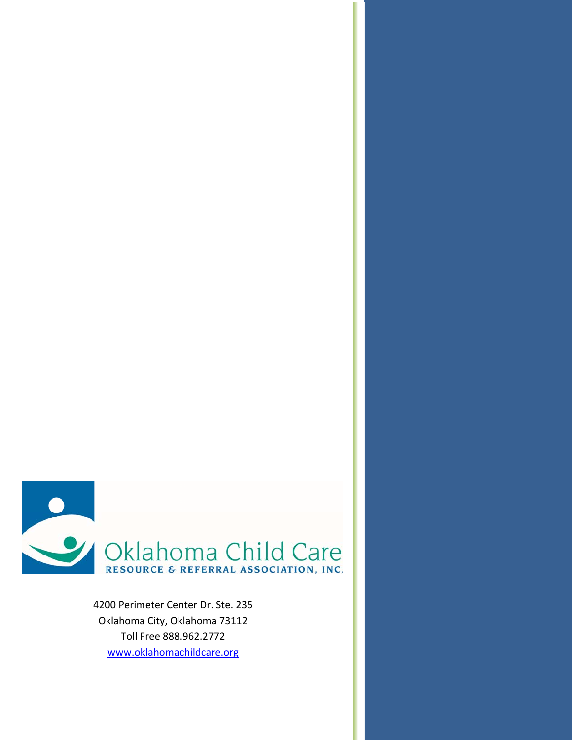Oklahoma Child Care
RESOURCE & REFERRAL ASSOCIATION, INC.

4200 Perimeter Center Dr. Ste. 235
Oklahoma City, Oklahoma 73112
Toll Free 888.962.2772
[www.oklahomachildcare.org](http://www.oklahomachildcare.org)